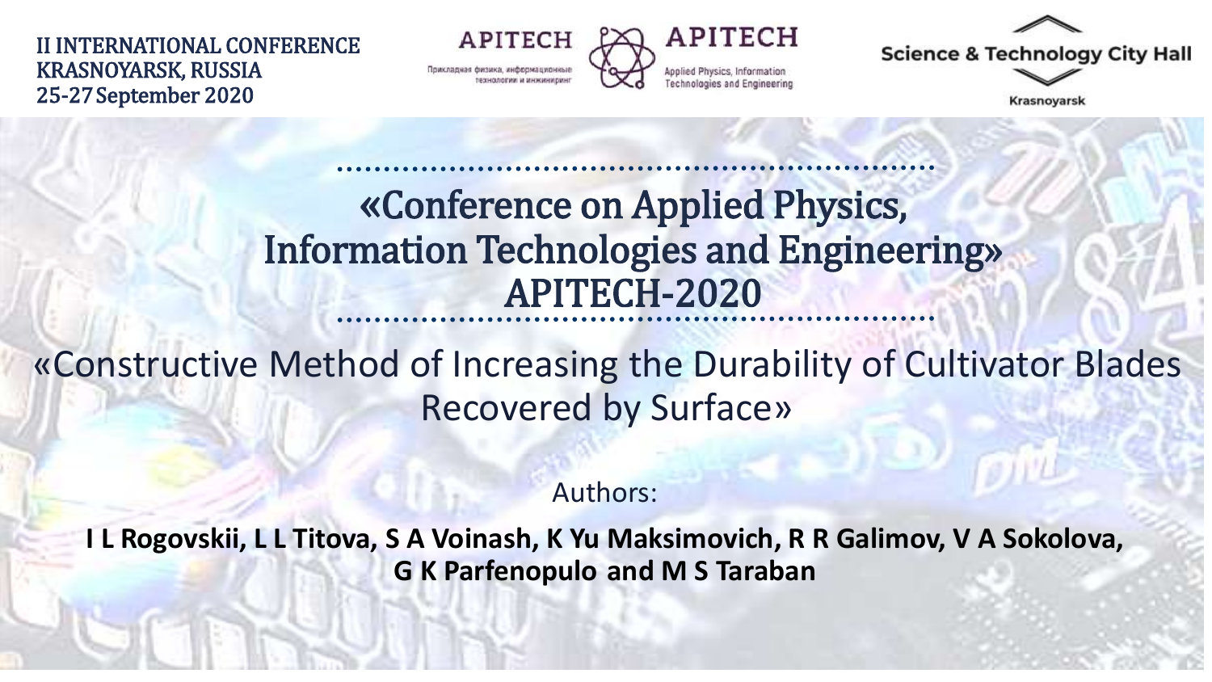II INTERNATIONAL CONFERENCE
KRASNOYARSK, RUSSIA
25-27 September 2020

APITECH

Прикладная физика, информационные технологии и инжиниринг

APITECH

Applied Physics, Information Technologies and Engineering

Science & Technology City Hall

Krasnoyarsk

# «Conference on Applied Physics, Information Technologies and Engineering» APITECH-2020

## «Constructive Method of Increasing the Durability of Cultivator Blades Recovered by Surface»

Authors:

**I L Rogovskii, L L Titova, S A Voinash, K Yu Maksimovich, R R Galimov, V A Sokolova, G K Parfenopulo and M S Taraban**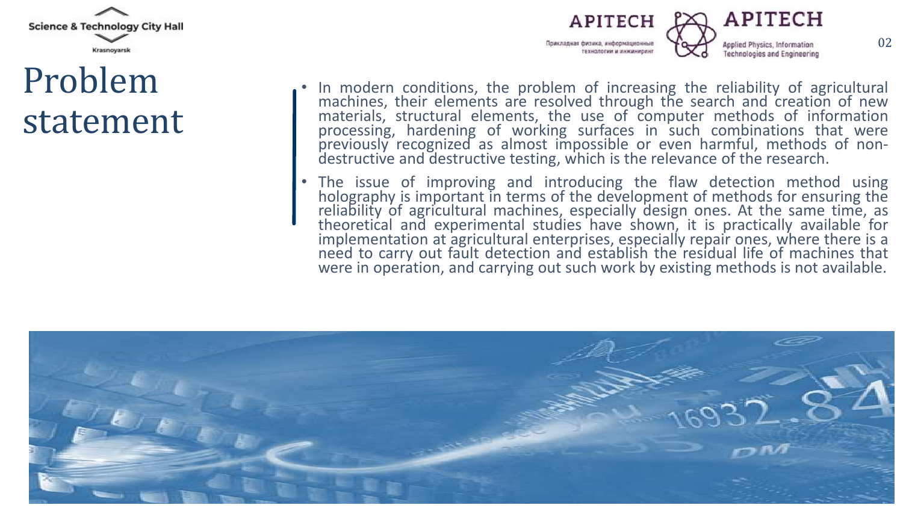# Problem statement

- In modern conditions, the problem of increasing the reliability of agricultural machines, their elements are resolved through the search and creation of new materials, structural elements, the use of computer methods of information processing, hardening of working surfaces in such combinations that were previously recognized as almost impossible or even harmful, methods of non-destructive and destructive testing, which is the relevance of the research.
- The issue of improving and introducing the flaw detection method using holography is important in terms of the development of methods for ensuring the reliability of agricultural machines, especially design ones. At the same time, as theoretical and experimental studies have shown, it is practically available for implementation at agricultural enterprises, especially repair ones, where there is a need to carry out fault detection and establish the residual life of machines that were in operation, and carrying out such work by existing methods is not available.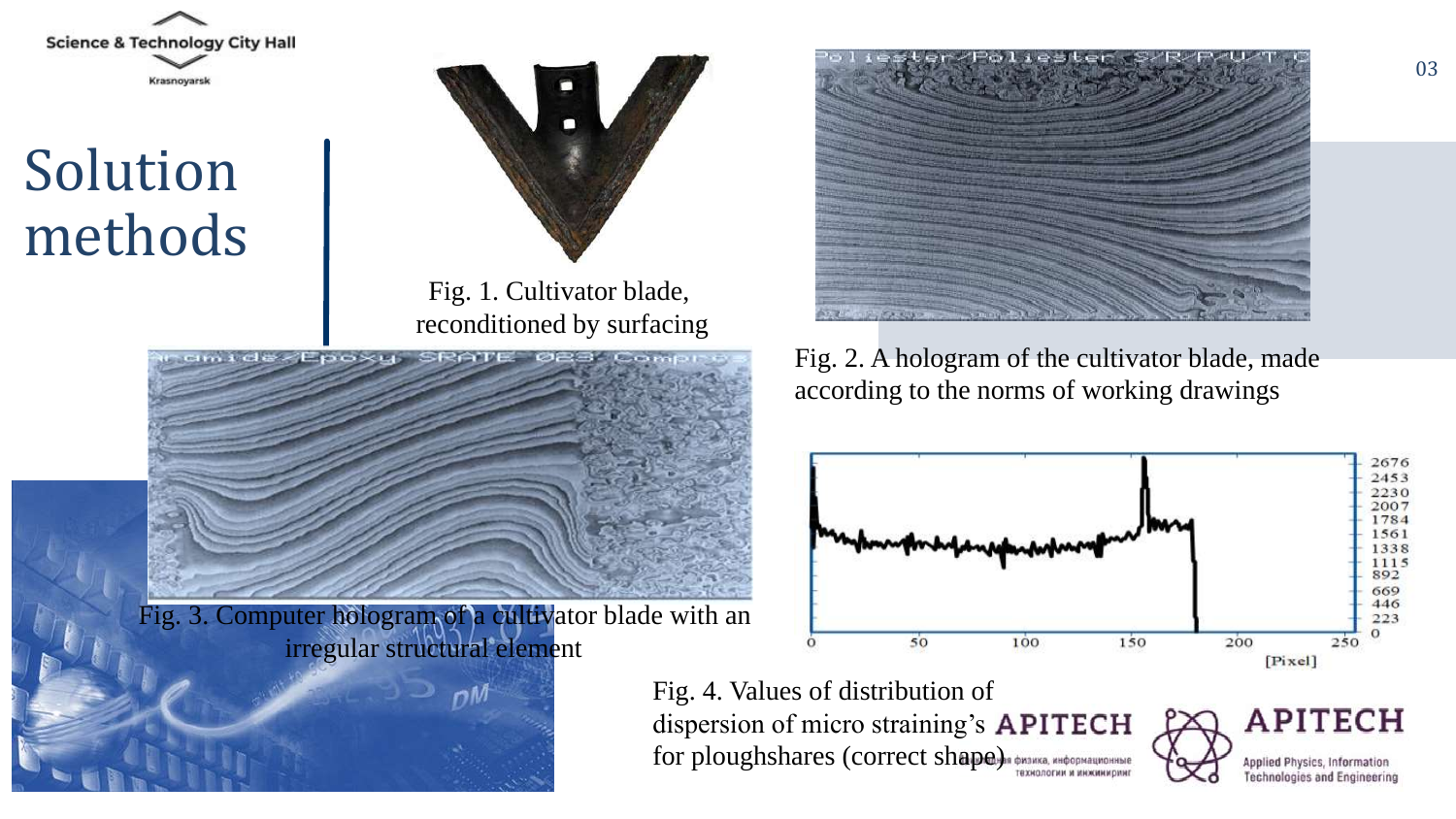# Solution methods

Fig. 1. Cultivator blade, reconditioned by surfacing

Fig. 2. A hologram of the cultivator blade, made according to the norms of working drawings

Fig. 3. Computer hologram of a cultivator blade with an irregular structural element

Fig. 4. Values of distribution of dispersion of micro straining's for ploughshares (correct shape)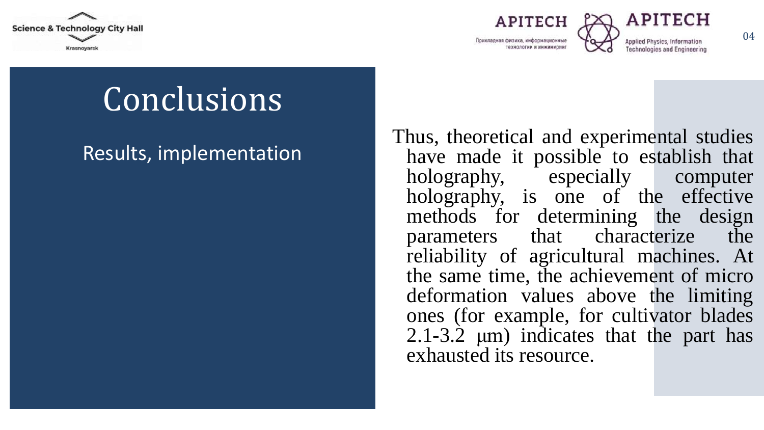# Conclusions

## Results, implementation

Thus, theoretical and experimental studies have made it possible to establish that holography, especially computer holography, is one of the effective methods for determining the design parameters that characterize the reliability of agricultural machines. At the same time, the achievement of micro deformation values above the limiting ones (for example, for cultivator blades 2.1-3.2 μm) indicates that the part has exhausted its resource.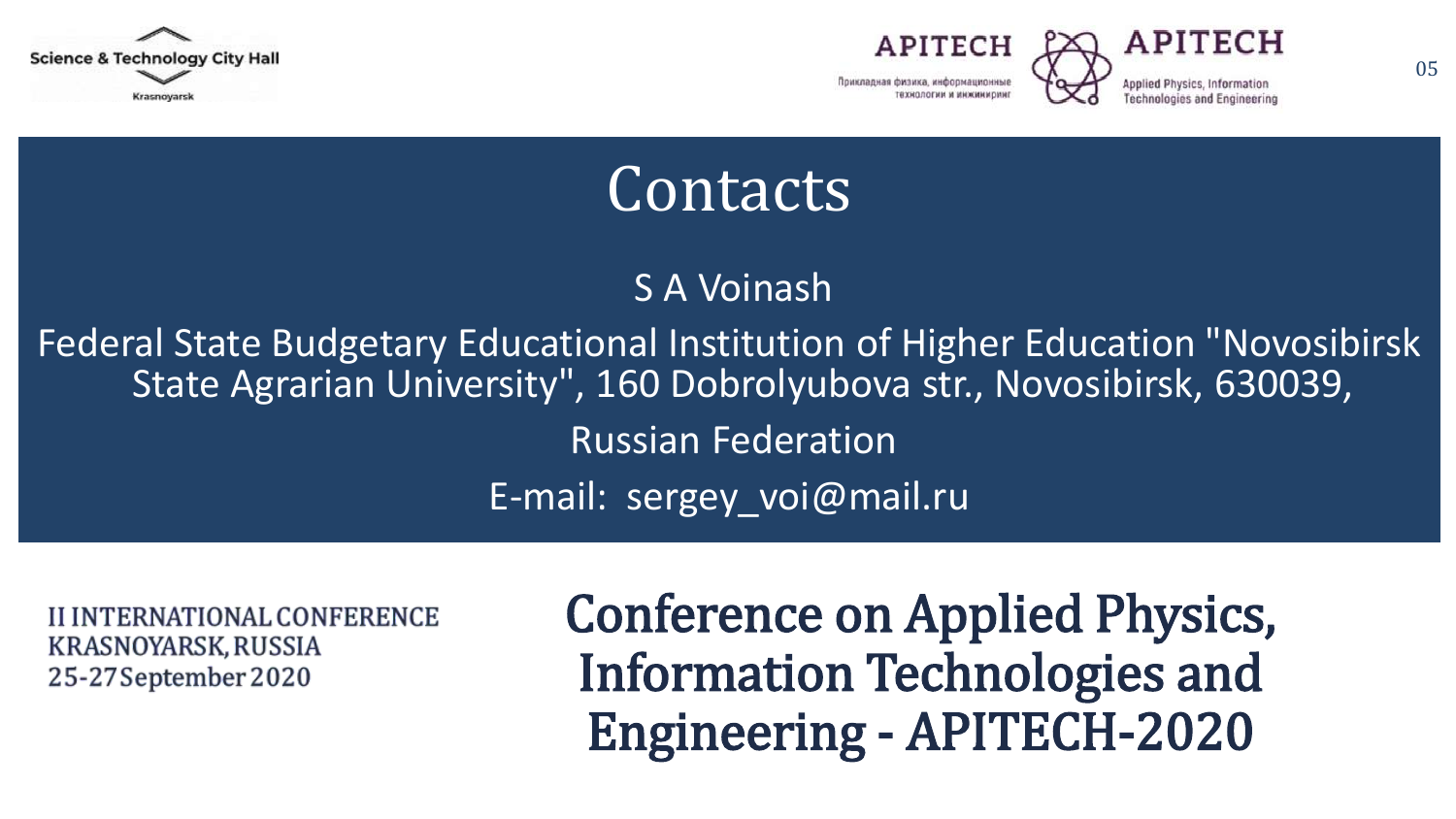Science & Technology City Hall
Krasnoyarsk

APITECH
Прикладная физика, информационные технологии и инжиниринг

APITECH
Applied Physics, Information Technologies and Engineering

# Contacts

S A Voinash

Federal State Budgetary Educational Institution of Higher Education "Novosibirsk State Agrarian University", 160 Dobrolyubova str., Novosibirsk, 630039,

Russian Federation

E-mail: sergey_voi@mail.ru

II INTERNATIONAL CONFERENCE
KRASNOYARSK, RUSSIA
25-27 September 2020

**Conference on Applied Physics, Information Technologies and Engineering - APITECH-2020**